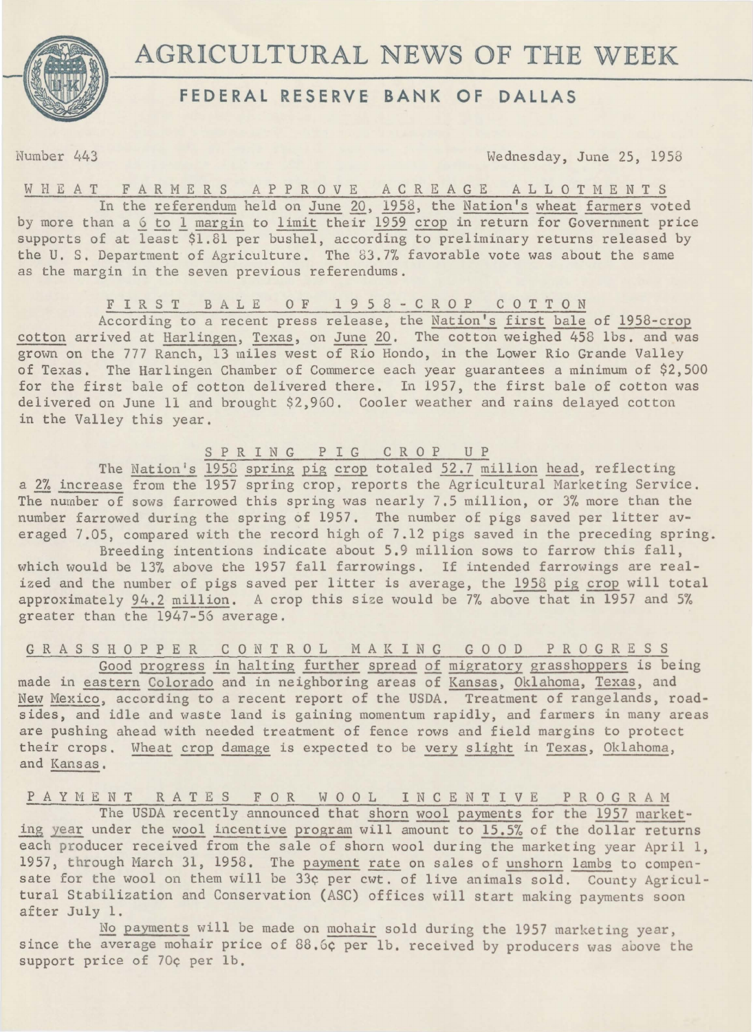# AGRICULTURAL NEWS OF THE WEEK

## FEDERAL RESERVE BANK OF DALLAS

Number 443 Wednesday, June 25, 1958

### WHEAT FARMERS APPROVE ACREAGE ALLOTMENTS

In the referendum held on June 20, 1958, the Nation's wheat farmers voted by more than a 6 to 1 margin to limit their 1959 crop in return for Government price supports of at least $1.81 per bushel, according to preliminary returns released by the U. S. Department of Agriculture. The 83.7% favorable vote was about the same as the margin in the seven previous referendums.

### FIRST BALE OF 1958-CROP COTTON

According to a recent press release, the Nation's first bale of 1958-crop cotton arrived at Harlingen, Texas, on June 20. The cotton weighed 458 lbs. and was grown on the 777 Ranch, 13 miles west of Rio Hondo, in the Lower Rio Grande Valley of Texas. The Harlingen Chamber of Commerce each year guarantees a minimum of $2,500 for the first bale of cotton delivered there. In 1957, the first bale of cotton was delivered on June 11 and brought $2,960. Cooler weather and rains delayed cotton in the Valley this year.

### SPRING PIG CROP UP

The Nation's 1958 spring pig crop totaled 52.7 million head, reflecting a 2% increase from the 1957 spring crop, reports the Agricultural Marketing Service. The number of sows farrowed this spring was nearly 7.5 million, or 3% more than the number farrowed during the spring of 1957. The number of pigs saved per litter averaged 7.05, compared with the record high of 7.12 pigs saved in the preceding spring.

Breeding intentions indicate about 5.9 million sows to farrow this fall, which would be 13% above the 1957 fall farrowings. If intended farrowings are realized and the number of pigs saved per litter is average, the 1958 pig crop will total approximately 94.2 million. A crop this size would be 7% above that in 1957 and 5% greater than the 1947-56 average.

### GRASSHOPPER CONTROL MAKING GOOD PROGRESS

Good progress in halting further spread of migratory grasshoppers is being made in eastern Colorado and in neighboring areas of Kansas, Oklahoma, Texas, and New Mexico, according to a recent report of the USDA. Treatment of rangelands, roadsides, and idle and waste land is gaining momentum rapidly, and farmers in many areas are pushing ahead with needed treatment of fence rows and field margins to protect their crops. Wheat crop damage is expected to be very slight in Texas, Oklahoma, and Kansas.

### PAYMENT RATES FOR WOOL INCENTIVE PROGRAM

The USDA recently announced that shorn wool payments for the 1957 marketing year under the wool incentive program will amount to 15.5% of the dollar returns each producer received from the sale of shorn wool during the marketing year April 1, 1957, through March 31, 1958. The payment rate on sales of unshorn lambs to compensate for the wool on them will be 33¢ per cwt. of live animals sold. County Agricultural Stabilization and Conservation (ASC) offices will start making payments soon after July 1.

No payments will be made on mohair sold during the 1957 marketing year, since the average mohair price of 88.6¢ per lb. received by producers was above the support price of 70¢ per lb.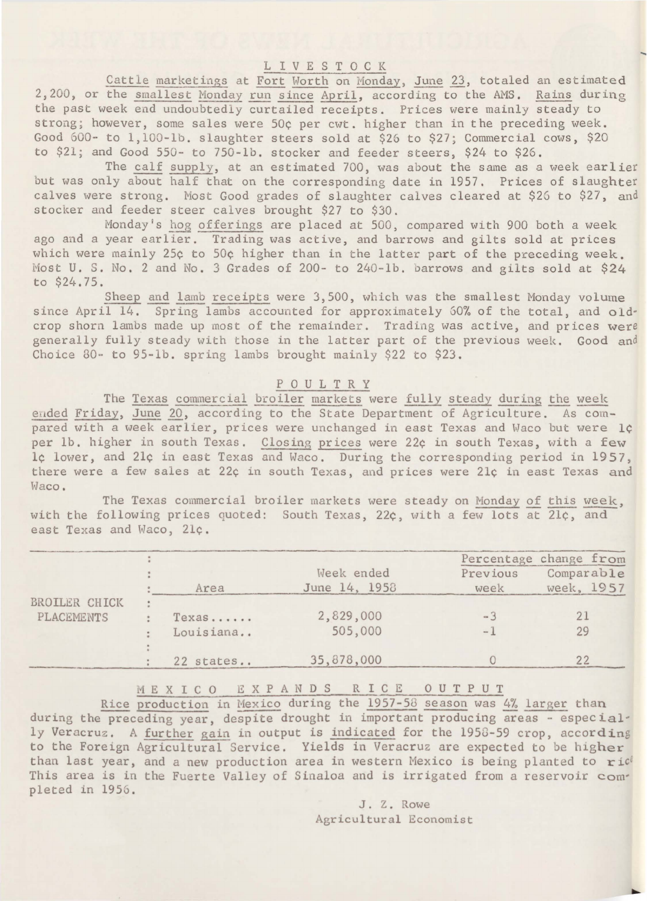## LIVESTOCK

Cattle marketings at Fort Worth on Monday, June 23, totaled an estimated 2,200, or the smallest Monday run since April, according to the AMS. Rains during the past week end undoubtedly curtailed receipts. Prices were mainly steady to strong; however, some sales were 50¢ per cwt. higher than in the preceding week. Good 600- to 1,100-lb. slaughter steers sold at $26 to $27; Commercial cows, $20 to $21; and Good 550- to 750-lb. stocker and feeder steers, $24 to $26.

The calf supply, at an estimated 700, was about the same as a week earlier but was only about half that on the corresponding date in 1957. Prices of slaughter calves were strong. Most Good grades of slaughter calves cleared at $26 to $27, and stocker and feeder steer calves brought $27 to $30.

Monday's hog offerings are placed at 500, compared with 900 both a week ago and a year earlier. Trading was active, and barrows and gilts sold at prices which were mainly 25¢ to 50¢ higher than in the latter part of the preceding week. Most U. S. No. 2 and No. 3 Grades of 200- to 240-lb. barrows and gilts sold at $24 to $24.75.

Sheep and lamb receipts were 3,500, which was the smallest Monday volume since April 14. Spring lambs accounted for approximately 60% of the total, and old-crop shorn lambs made up most of the remainder. Trading was active, and prices were generally fully steady with those in the latter part of the previous week. Good and Choice 80- to 95-lb. spring lambs brought mainly $22 to $23.

## POULTRY

The Texas commercial broiler markets were fully steady during the week ended Friday, June 20, according to the State Department of Agriculture. As compared with a week earlier, prices were unchanged in east Texas and Waco but were 1¢ per lb. higher in south Texas. Closing prices were 22¢ in south Texas, with a few 1¢ lower, and 21¢ in east Texas and Waco. During the corresponding period in 1957, there were a few sales at 22¢ in south Texas, and prices were 21¢ in east Texas and Waco.

The Texas commercial broiler markets were steady on Monday of this week, with the following prices quoted: South Texas, 22¢, with a few lots at 21¢, and east Texas and Waco, 21¢.

| | Area | Week ended June 14, 1958 | Percentage change from Previous week | Percentage change from Comparable week, 1957 |
|---|---|---|---|---|
| BROILER CHICK PLACEMENTS | Texas...... | 2,829,000 | -3 | 21 |
| | Louisiana.. | 505,000 | -1 | 29 |
| | 22 states.. | 35,878,000 | 0 | 22 |

## MEXICO EXPANDS RICE OUTPUT

Rice production in Mexico during the 1957-58 season was 4% larger than during the preceding year, despite drought in important producing areas - especially Veracruz. A further gain in output is indicated for the 1958-59 crop, according to the Foreign Agricultural Service. Yields in Veracruz are expected to be higher than last year, and a new production area in western Mexico is being planted to rice. This area is in the Fuerte Valley of Sinaloa and is irrigated from a reservoir completed in 1956.

J. Z. Rowe
Agricultural Economist